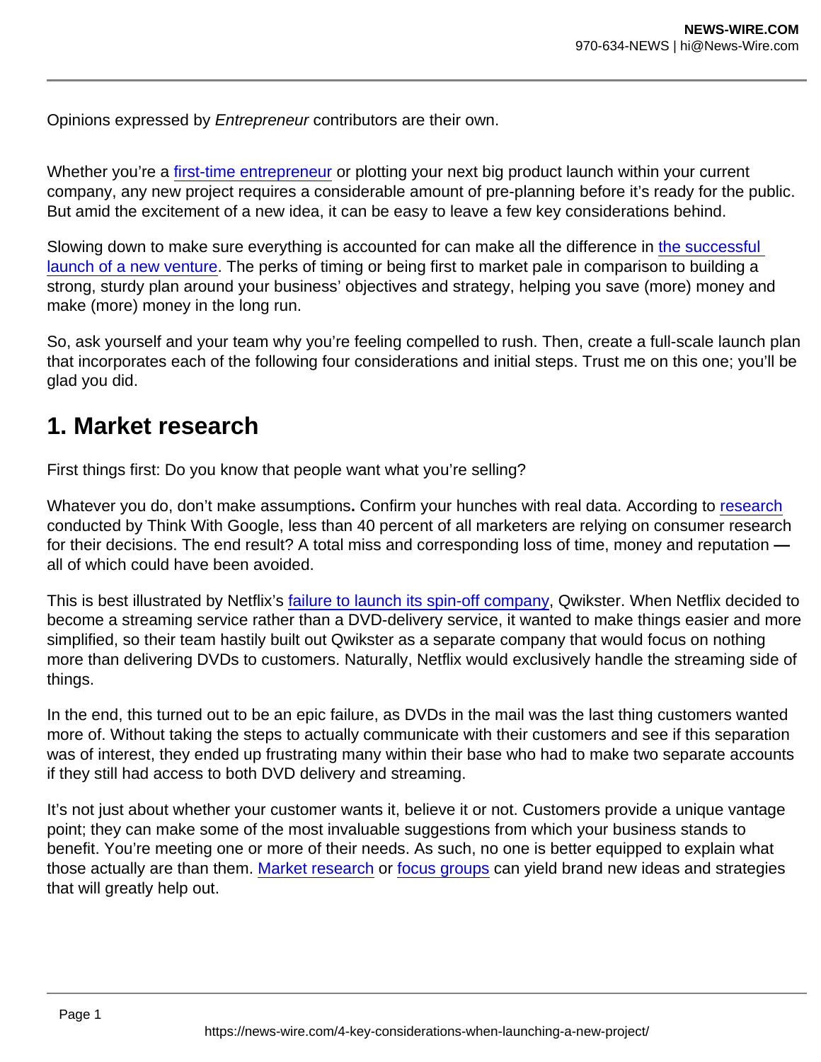Opinions expressed by *Entrepreneur* contributors are their own.

Whether you're a first-time entrepreneur or plotting your next big product launch within your current company, any new project requires a considerable amount of pre-planning before it's ready for the public. But amid the excitement of a new idea, it can be easy to leave a few key considerations behind.

Slowing down to make sure everything is accounted for can make all the difference in the successful launch of a new venture. The perks of timing or being first to market pale in comparison to building a strong, sturdy plan around your business' objectives and strategy, helping you save (more) money and make (more) money in the long run.

So, ask yourself and your team why you're feeling compelled to rush. Then, create a full-scale launch plan that incorporates each of the following four considerations and initial steps. Trust me on this one; you'll be glad you did.

## 1. Market research

First things first: Do you know that people want what you're selling?

Whatever you do, don't make assumptions**.** Confirm your hunches with real data. According to research conducted by Think With Google, less than 40 percent of all marketers are relying on consumer research for their decisions. The end result? A total miss and corresponding loss of time, money and reputation **—** all of which could have been avoided.

This is best illustrated by Netflix's failure to launch its spin-off company, Qwikster. When Netflix decided to become a streaming service rather than a DVD-delivery service, it wanted to make things easier and more simplified, so their team hastily built out Qwikster as a separate company that would focus on nothing more than delivering DVDs to customers. Naturally, Netflix would exclusively handle the streaming side of things.

In the end, this turned out to be an epic failure, as DVDs in the mail was the last thing customers wanted more of. Without taking the steps to actually communicate with their customers and see if this separation was of interest, they ended up frustrating many within their base who had to make two separate accounts if they still had access to both DVD delivery and streaming.

It's not just about whether your customer wants it, believe it or not. Customers provide a unique vantage point; they can make some of the most invaluable suggestions from which your business stands to benefit. You're meeting one or more of their needs. As such, no one is better equipped to explain what those actually are than them. Market research or focus groups can yield brand new ideas and strategies that will greatly help out.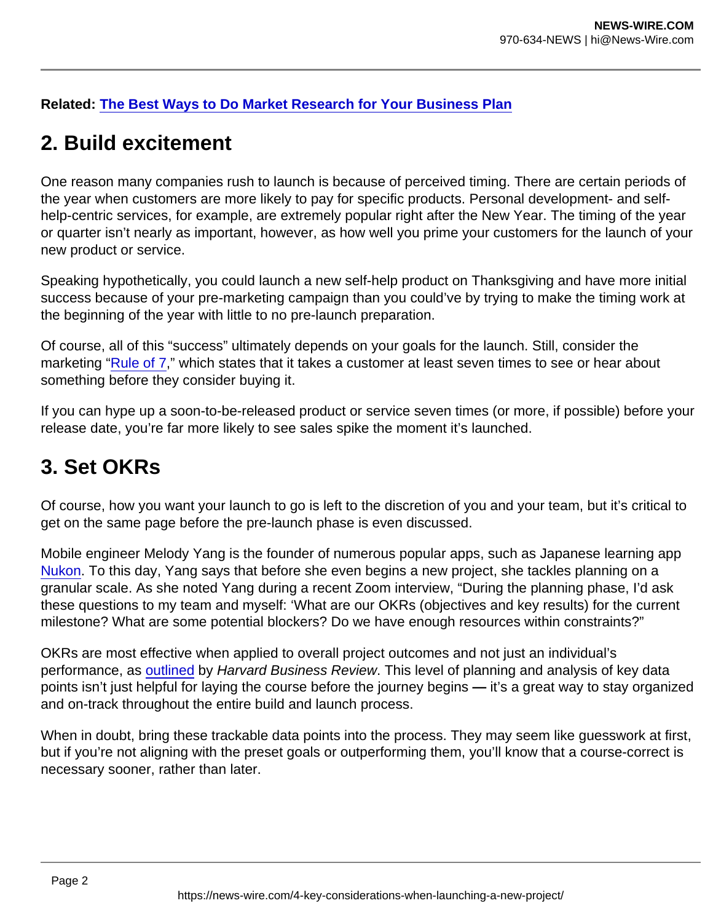**Related: [The Best Ways to Do Market Research for Your Business Plan]()**

## 2. Build excitement

One reason many companies rush to launch is because of perceived timing. There are certain periods of the year when customers are more likely to pay for specific products. Personal development- and self-help-centric services, for example, are extremely popular right after the New Year. The timing of the year or quarter isn't nearly as important, however, as how well you prime your customers for the launch of your new product or service.

Speaking hypothetically, you could launch a new self-help product on Thanksgiving and have more initial success because of your pre-marketing campaign than you could've by trying to make the timing work at the beginning of the year with little to no pre-launch preparation.

Of course, all of this "success" ultimately depends on your goals for the launch. Still, consider the marketing "[Rule of 7]()," which states that it takes a customer at least seven times to see or hear about something before they consider buying it.

If you can hype up a soon-to-be-released product or service seven times (or more, if possible) before your release date, you're far more likely to see sales spike the moment it's launched.

## 3. Set OKRs

Of course, how you want your launch to go is left to the discretion of you and your team, but it's critical to get on the same page before the pre-launch phase is even discussed.

Mobile engineer Melody Yang is the founder of numerous popular apps, such as Japanese learning app [Nukon](). To this day, Yang says that before she even begins a new project, she tackles planning on a granular scale. As she noted Yang during a recent Zoom interview, "During the planning phase, I'd ask these questions to my team and myself: 'What are our OKRs (objectives and key results) for the current milestone? What are some potential blockers? Do we have enough resources within constraints?"

OKRs are most effective when applied to overall project outcomes and not just an individual's performance, as [outlined]() by *Harvard Business Review*. This level of planning and analysis of key data points isn't just helpful for laying the course before the journey begins — it's a great way to stay organized and on-track throughout the entire build and launch process.

When in doubt, bring these trackable data points into the process. They may seem like guesswork at first, but if you're not aligning with the preset goals or outperforming them, you'll know that a course-correct is necessary sooner, rather than later.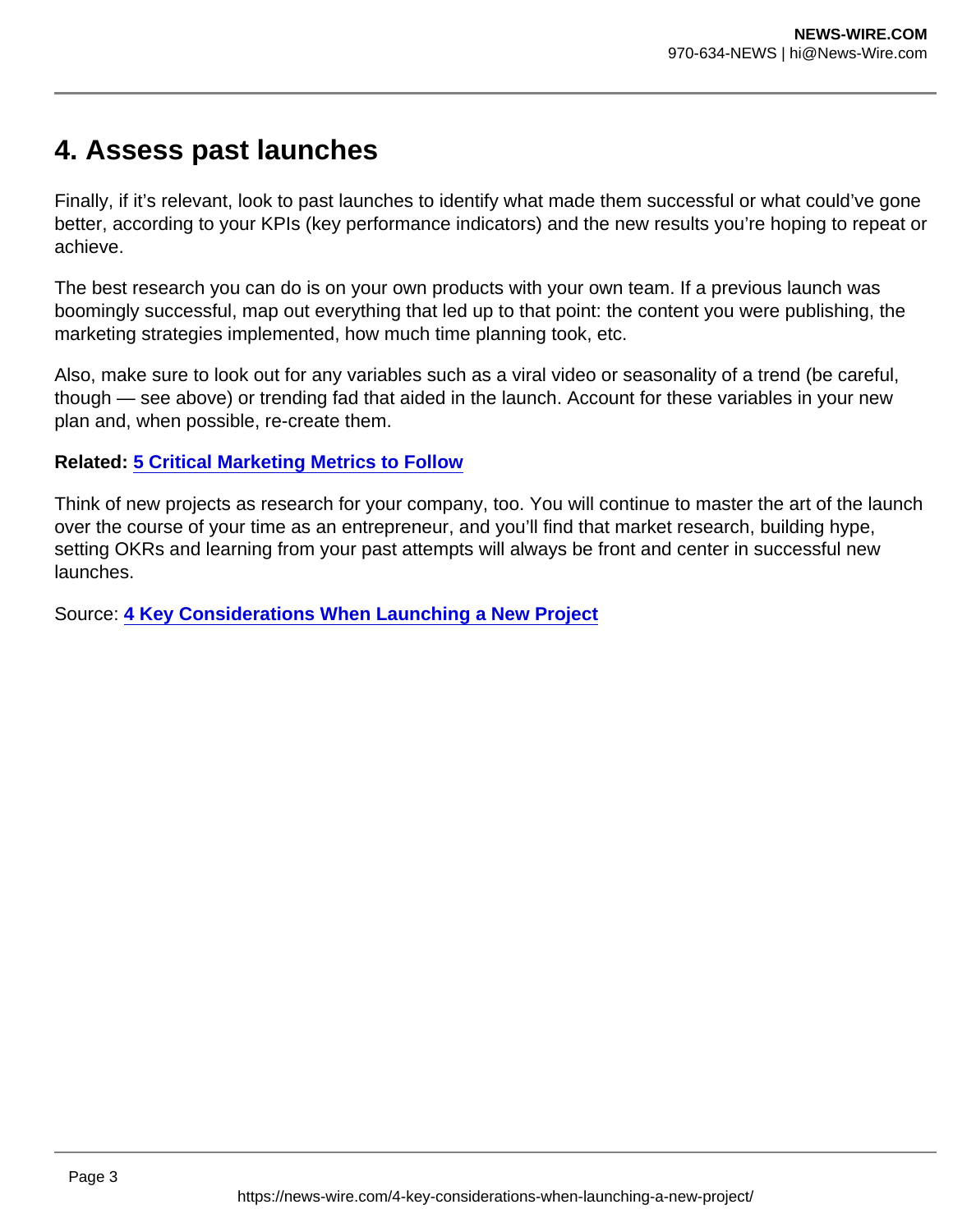## 4. Assess past launches

Finally, if it's relevant, look to past launches to identify what made them successful or what could've gone better, according to your KPIs (key performance indicators) and the new results you're hoping to repeat or achieve.

The best research you can do is on your own products with your own team. If a previous launch was boomingly successful, map out everything that led up to that point: the content you were publishing, the marketing strategies implemented, how much time planning took, etc.

Also, make sure to look out for any variables such as a viral video or seasonality of a trend (be careful, though — see above) or trending fad that aided in the launch. Account for these variables in your new plan and, when possible, re-create them.

**Related:** 5 Critical Marketing Metrics to Follow

Think of new projects as research for your company, too. You will continue to master the art of the launch over the course of your time as an entrepreneur, and you'll find that market research, building hype, setting OKRs and learning from your past attempts will always be front and center in successful new launches.

Source: 4 Key Considerations When Launching a New Project